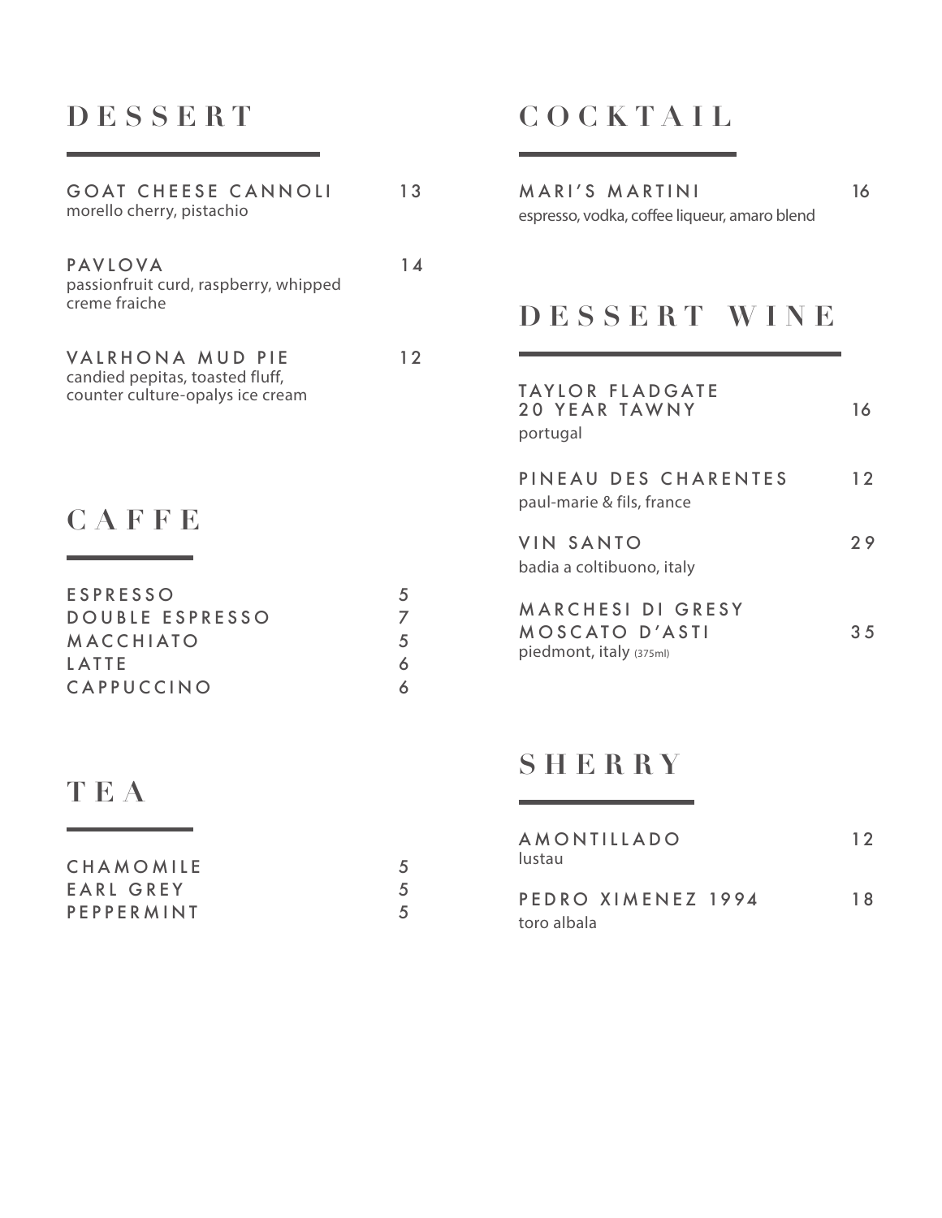## DESSERT

**GOAT CHEESE CANNOLI** 13
morello cherry, pistachio

**PAVLOVA** 14
passionfruit curd, raspberry, whipped creme fraiche

**VALRHONA MUD PIE** 12
candied pepitas, toasted fluff, counter culture-opalys ice cream

## CAFFE

| | |
|---|---|
| ESPRESSO | 5 |
| DOUBLE ESPRESSO | 7 |
| MACCHIATO | 5 |
| LATTE | 6 |
| CAPPUCCINO | 6 |

## TEA

| | |
|---|---|
| CHAMOMILE | 5 |
| EARL GREY | 5 |
| PEPPERMINT | 5 |

## COCKTAIL

**MARI'S MARTINI** 16
espresso, vodka, coffee liqueur, amaro blend

## DESSERT WINE

**TAYLOR FLADGATE 20 YEAR TAWNY** 16
portugal

**PINEAU DES CHARENTES** 12
paul-marie & fils, france

**VIN SANTO** 29
badia a coltibuono, italy

**MARCHESI DI GRESY MOSCATO D'ASTI** 35
piedmont, italy (375ml)

## SHERRY

**AMONTILLADO** 12
lustau

**PEDRO XIMENEZ 1994** 18
toro albala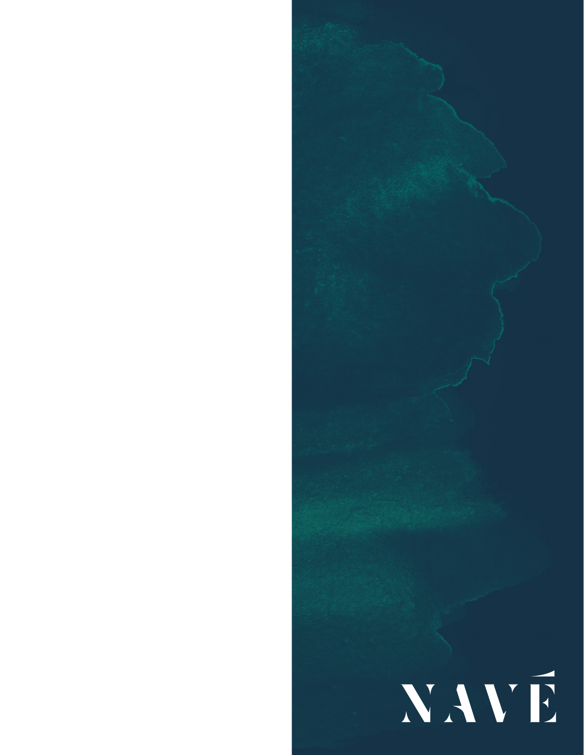NAVÉ